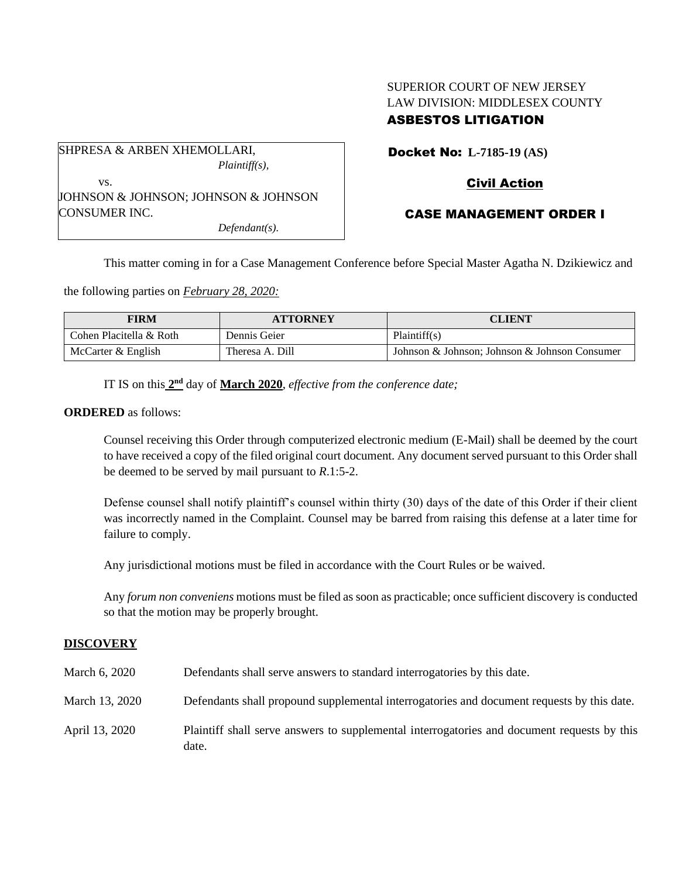SUPERIOR COURT OF NEW JERSEY
LAW DIVISION: MIDDLESEX COUNTY
**ASBESTOS LITIGATION**

SHPRESA & ARBEN XHEMOLLARI,
*Plaintiff(s),*

vs.

JOHNSON & JOHNSON; JOHNSON & JOHNSON CONSUMER INC.
*Defendant(s).*

**Docket No: L-7185-19 (AS)**

**Civil Action**

**CASE MANAGEMENT ORDER I**

This matter coming in for a Case Management Conference before Special Master Agatha N. Dzikiewicz and the following parties on ***February 28, 2020:***

| FIRM | ATTORNEY | CLIENT |
|---|---|---|
| Cohen Placitella & Roth | Dennis Geier | Plaintiff(s) |
| McCarter & English | Theresa A. Dill | Johnson & Johnson; Johnson & Johnson Consumer |

IT IS on this **2nd** day of **March 2020**, *effective from the conference date;*

**ORDERED** as follows:

Counsel receiving this Order through computerized electronic medium (E-Mail) shall be deemed by the court to have received a copy of the filed original court document. Any document served pursuant to this Order shall be deemed to be served by mail pursuant to *R*.1:5-2.

Defense counsel shall notify plaintiff's counsel within thirty (30) days of the date of this Order if their client was incorrectly named in the Complaint. Counsel may be barred from raising this defense at a later time for failure to comply.

Any jurisdictional motions must be filed in accordance with the Court Rules or be waived.

Any *forum non conveniens* motions must be filed as soon as practicable; once sufficient discovery is conducted so that the motion may be properly brought.

## DISCOVERY

| | |
|---|---|
| March 6, 2020 | Defendants shall serve answers to standard interrogatories by this date. |
| March 13, 2020 | Defendants shall propound supplemental interrogatories and document requests by this date. |
| April 13, 2020 | Plaintiff shall serve answers to supplemental interrogatories and document requests by this date. |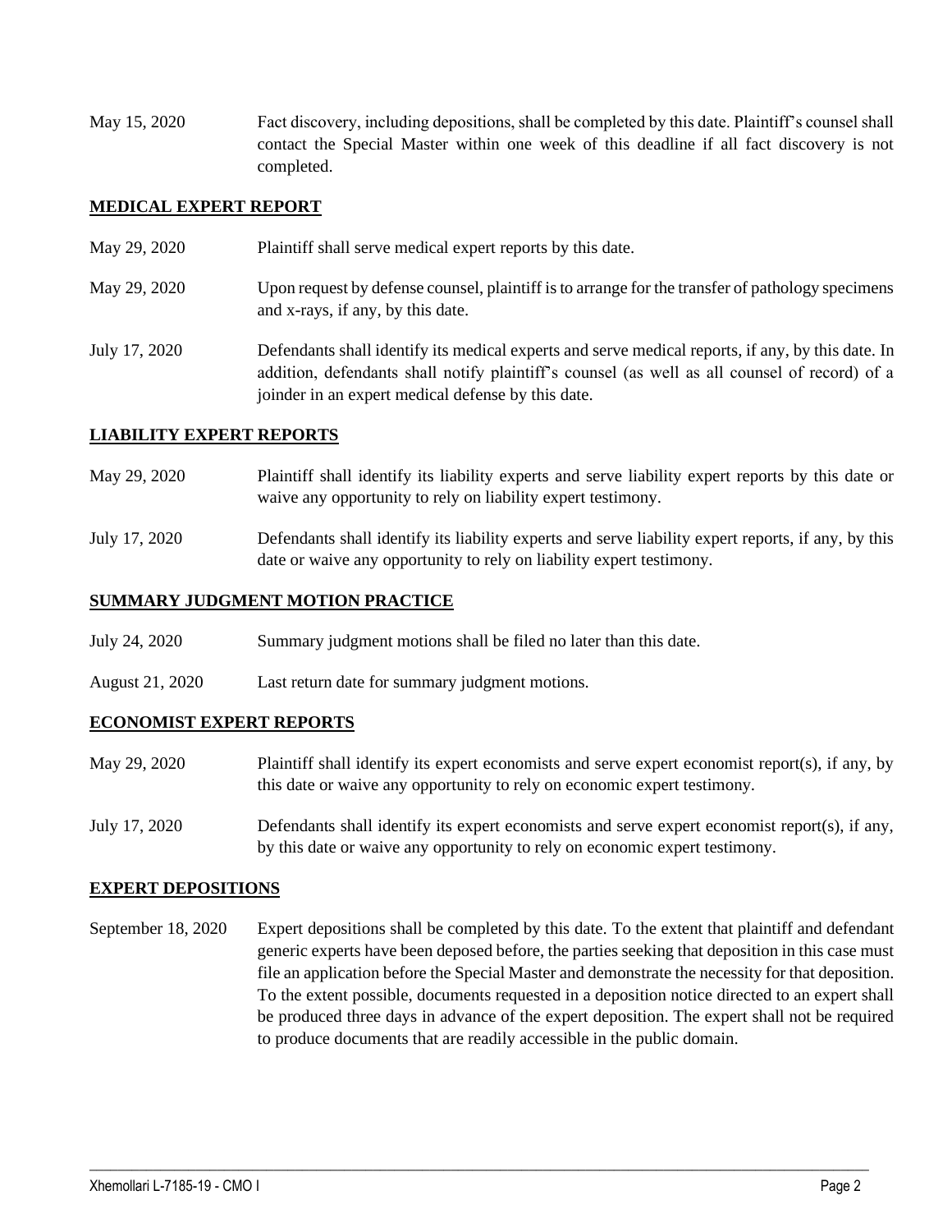May 15, 2020 Fact discovery, including depositions, shall be completed by this date. Plaintiff's counsel shall contact the Special Master within one week of this deadline if all fact discovery is not completed.

## MEDICAL EXPERT REPORT

May 29, 2020 Plaintiff shall serve medical expert reports by this date.

May 29, 2020 Upon request by defense counsel, plaintiff is to arrange for the transfer of pathology specimens and x-rays, if any, by this date.

July 17, 2020 Defendants shall identify its medical experts and serve medical reports, if any, by this date. In addition, defendants shall notify plaintiff's counsel (as well as all counsel of record) of a joinder in an expert medical defense by this date.

## LIABILITY EXPERT REPORTS

May 29, 2020 Plaintiff shall identify its liability experts and serve liability expert reports by this date or waive any opportunity to rely on liability expert testimony.

July 17, 2020 Defendants shall identify its liability experts and serve liability expert reports, if any, by this date or waive any opportunity to rely on liability expert testimony.

## SUMMARY JUDGMENT MOTION PRACTICE

July 24, 2020 Summary judgment motions shall be filed no later than this date.

August 21, 2020 Last return date for summary judgment motions.

## ECONOMIST EXPERT REPORTS

May 29, 2020 Plaintiff shall identify its expert economists and serve expert economist report(s), if any, by this date or waive any opportunity to rely on economic expert testimony.

July 17, 2020 Defendants shall identify its expert economists and serve expert economist report(s), if any, by this date or waive any opportunity to rely on economic expert testimony.

## EXPERT DEPOSITIONS

September 18, 2020 Expert depositions shall be completed by this date. To the extent that plaintiff and defendant generic experts have been deposed before, the parties seeking that deposition in this case must file an application before the Special Master and demonstrate the necessity for that deposition. To the extent possible, documents requested in a deposition notice directed to an expert shall be produced three days in advance of the expert deposition. The expert shall not be required to produce documents that are readily accessible in the public domain.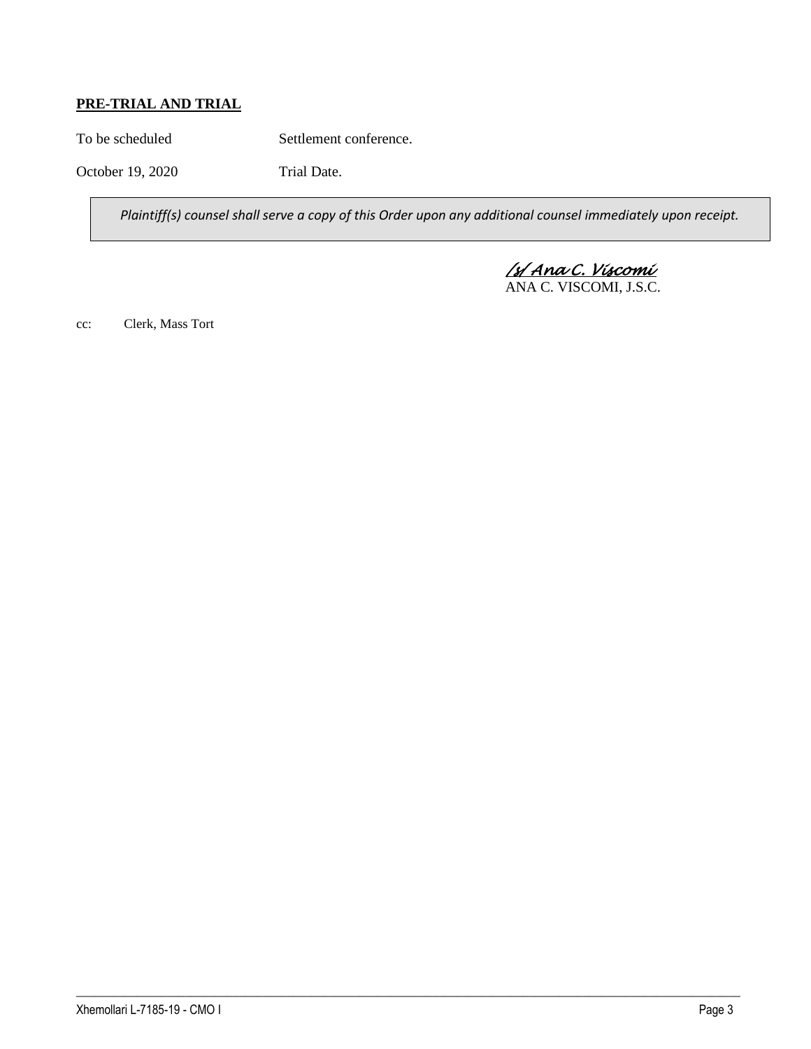**PRE-TRIAL AND TRIAL**

| | |
|---|---|
| To be scheduled | Settlement conference. |
| October 19, 2020 | Trial Date. |

*Plaintiff(s) counsel shall serve a copy of this Order upon any additional counsel immediately upon receipt.*

/s/ Ana C. Viscomi
ANA C. VISCOMI, J.S.C.

cc: Clerk, Mass Tort